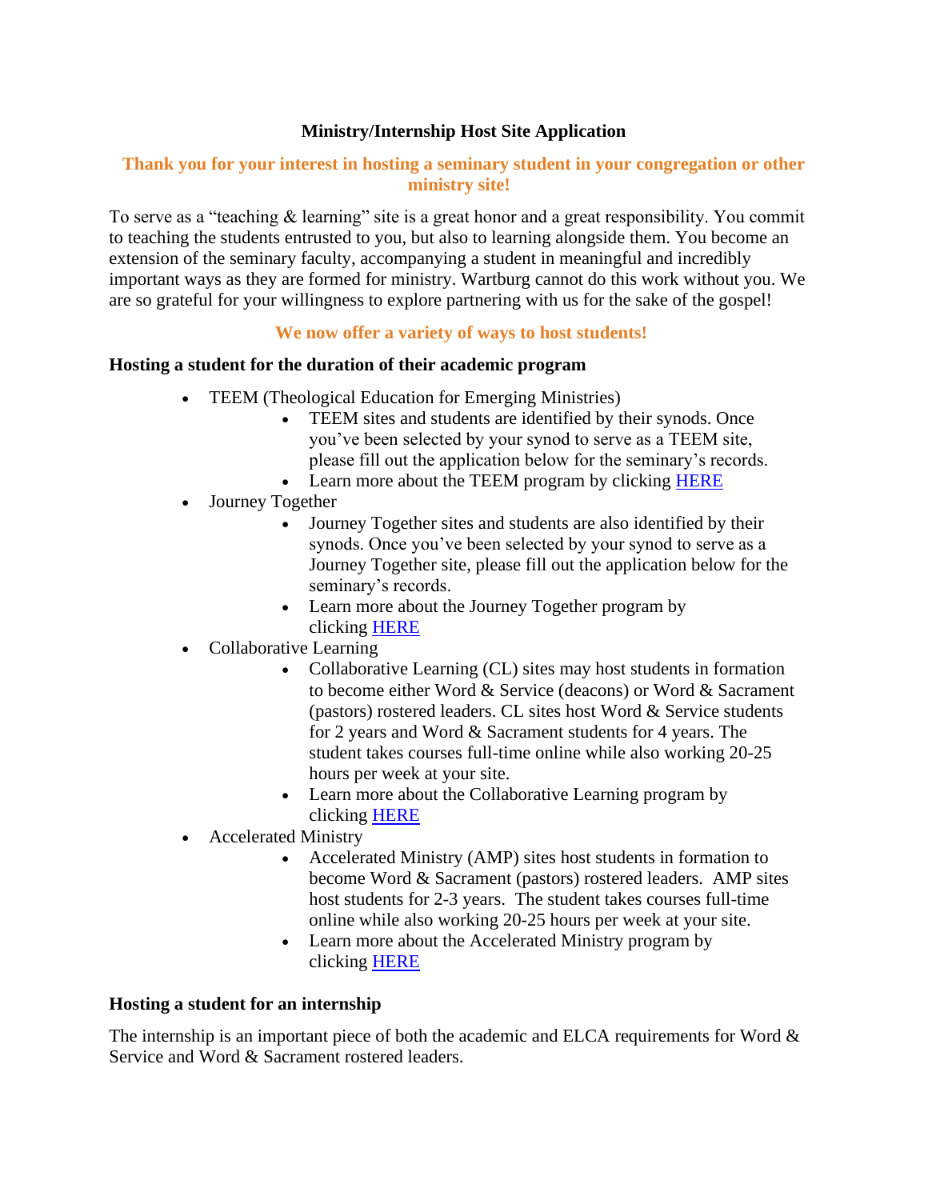# Ministry/Internship Host Site Application

**Thank you for your interest in hosting a seminary student in your congregation or other ministry site!**

To serve as a "teaching & learning" site is a great honor and a great responsibility. You commit to teaching the students entrusted to you, but also to learning alongside them. You become an extension of the seminary faculty, accompanying a student in meaningful and incredibly important ways as they are formed for ministry. Wartburg cannot do this work without you. We are so grateful for your willingness to explore partnering with us for the sake of the gospel!

**We now offer a variety of ways to host students!**

### Hosting a student for the duration of their academic program

- TEEM (Theological Education for Emerging Ministries)
  - TEEM sites and students are identified by their synods. Once you've been selected by your synod to serve as a TEEM site, please fill out the application below for the seminary's records.
  - Learn more about the TEEM program by clicking HERE
- Journey Together
  - Journey Together sites and students are also identified by their synods. Once you've been selected by your synod to serve as a Journey Together site, please fill out the application below for the seminary's records.
  - Learn more about the Journey Together program by clicking HERE
- Collaborative Learning
  - Collaborative Learning (CL) sites may host students in formation to become either Word & Service (deacons) or Word & Sacrament (pastors) rostered leaders. CL sites host Word & Service students for 2 years and Word & Sacrament students for 4 years. The student takes courses full-time online while also working 20-25 hours per week at your site.
  - Learn more about the Collaborative Learning program by clicking HERE
- Accelerated Ministry
  - Accelerated Ministry (AMP) sites host students in formation to become Word & Sacrament (pastors) rostered leaders. AMP sites host students for 2-3 years. The student takes courses full-time online while also working 20-25 hours per week at your site.
  - Learn more about the Accelerated Ministry program by clicking HERE

### Hosting a student for an internship

The internship is an important piece of both the academic and ELCA requirements for Word & Service and Word & Sacrament rostered leaders.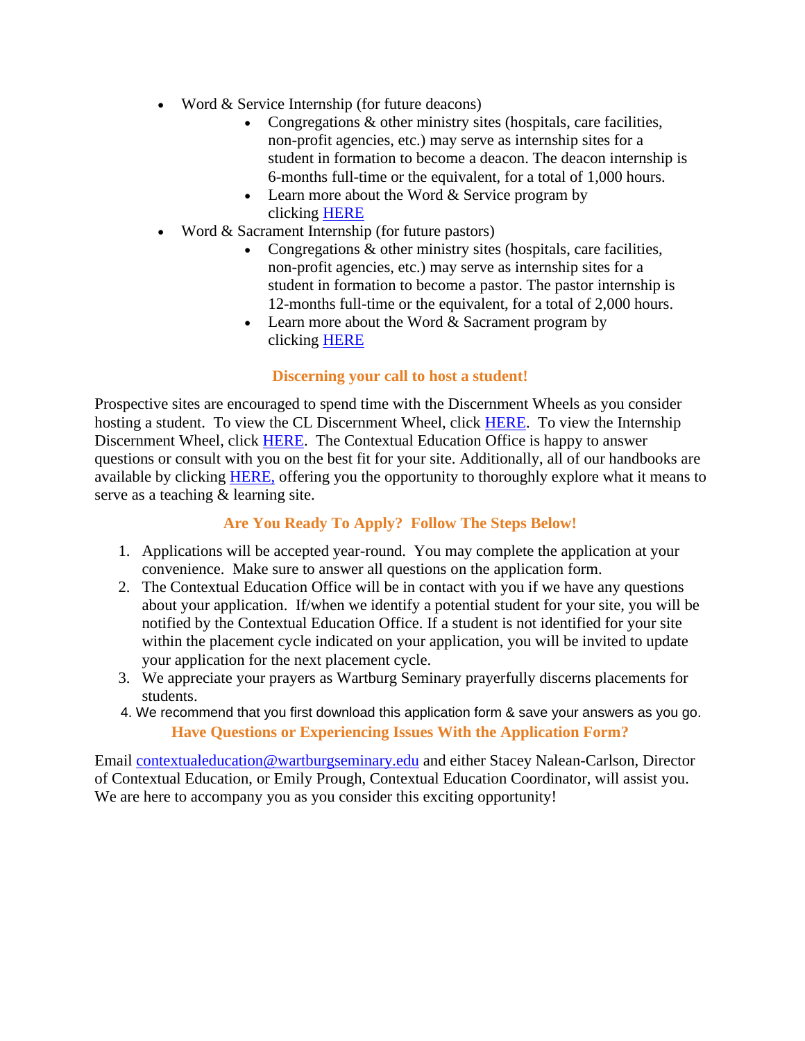- Word & Service Internship (for future deacons)
    - Congregations & other ministry sites (hospitals, care facilities, non-profit agencies, etc.) may serve as internship sites for a student in formation to become a deacon. The deacon internship is 6-months full-time or the equivalent, for a total of 1,000 hours.
    - Learn more about the Word & Service program by clicking HERE
- Word & Sacrament Internship (for future pastors)
    - Congregations & other ministry sites (hospitals, care facilities, non-profit agencies, etc.) may serve as internship sites for a student in formation to become a pastor. The pastor internship is 12-months full-time or the equivalent, for a total of 2,000 hours.
    - Learn more about the Word & Sacrament program by clicking HERE

### Discerning your call to host a student!

Prospective sites are encouraged to spend time with the Discernment Wheels as you consider hosting a student. To view the CL Discernment Wheel, click HERE. To view the Internship Discernment Wheel, click HERE. The Contextual Education Office is happy to answer questions or consult with you on the best fit for your site. Additionally, all of our handbooks are available by clicking HERE, offering you the opportunity to thoroughly explore what it means to serve as a teaching & learning site.

### Are You Ready To Apply? Follow The Steps Below!

1. Applications will be accepted year-round. You may complete the application at your convenience. Make sure to answer all questions on the application form.
2. The Contextual Education Office will be in contact with you if we have any questions about your application. If/when we identify a potential student for your site, you will be notified by the Contextual Education Office. If a student is not identified for your site within the placement cycle indicated on your application, you will be invited to update your application for the next placement cycle.
3. We appreciate your prayers as Wartburg Seminary prayerfully discerns placements for students.
4. We recommend that you first download this application form & save your answers as you go.

### Have Questions or Experiencing Issues With the Application Form?

Email contextualeducation@wartburgseminary.edu and either Stacey Nalean-Carlson, Director of Contextual Education, or Emily Prough, Contextual Education Coordinator, will assist you. We are here to accompany you as you consider this exciting opportunity!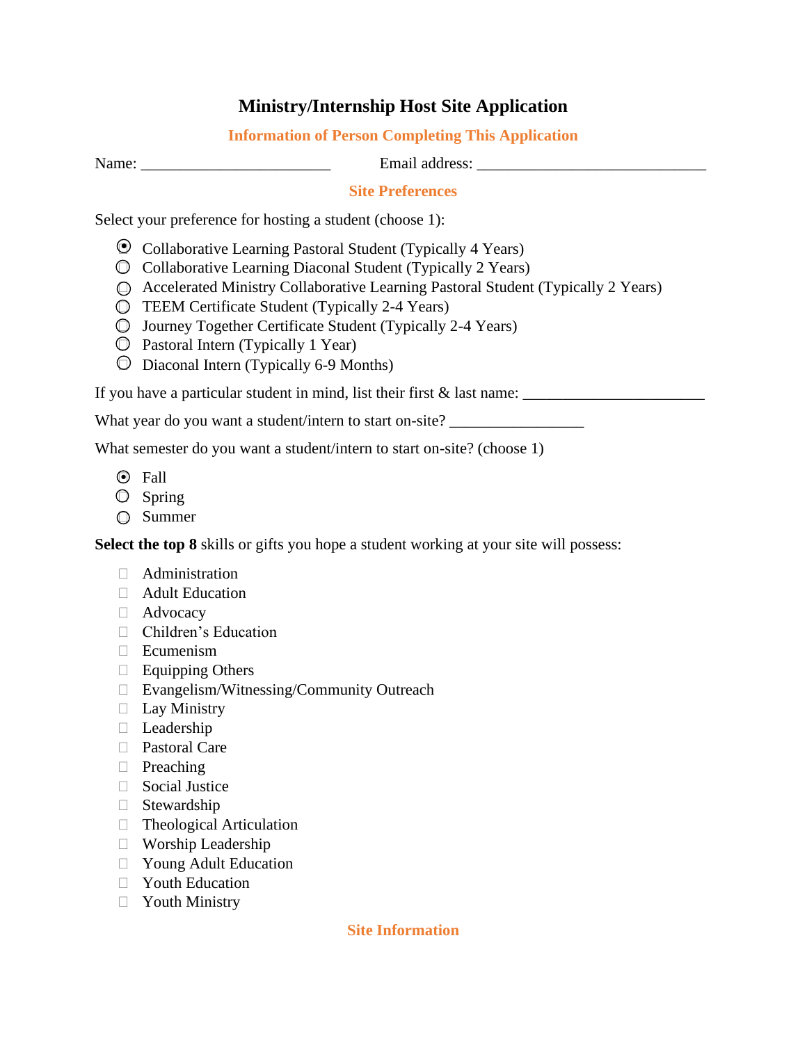# Ministry/Internship Host Site Application

## Information of Person Completing This Application

Name: ________________________ Email address: _____________________________

## Site Preferences

Select your preference for hosting a student (choose 1):

- ◉ Collaborative Learning Pastoral Student (Typically 4 Years)
- ◯ Collaborative Learning Diaconal Student (Typically 2 Years)
- ◯ Accelerated Ministry Collaborative Learning Pastoral Student (Typically 2 Years)
- ◯ TEEM Certificate Student (Typically 2-4 Years)
- ◯ Journey Together Certificate Student (Typically 2-4 Years)
- ◯ Pastoral Intern (Typically 1 Year)
- ◯ Diaconal Intern (Typically 6-9 Months)

If you have a particular student in mind, list their first & last name: _______________________

What year do you want a student/intern to start on-site? _________________

What semester do you want a student/intern to start on-site? (choose 1)

- ◉ Fall
- ◯ Spring
- ◯ Summer

**Select the top 8** skills or gifts you hope a student working at your site will possess:

- ☐ Administration
- ☐ Adult Education
- ☐ Advocacy
- ☐ Children's Education
- ☐ Ecumenism
- ☐ Equipping Others
- ☐ Evangelism/Witnessing/Community Outreach
- ☐ Lay Ministry
- ☐ Leadership
- ☐ Pastoral Care
- ☐ Preaching
- ☐ Social Justice
- ☐ Stewardship
- ☐ Theological Articulation
- ☐ Worship Leadership
- ☐ Young Adult Education
- ☐ Youth Education
- ☐ Youth Ministry

## Site Information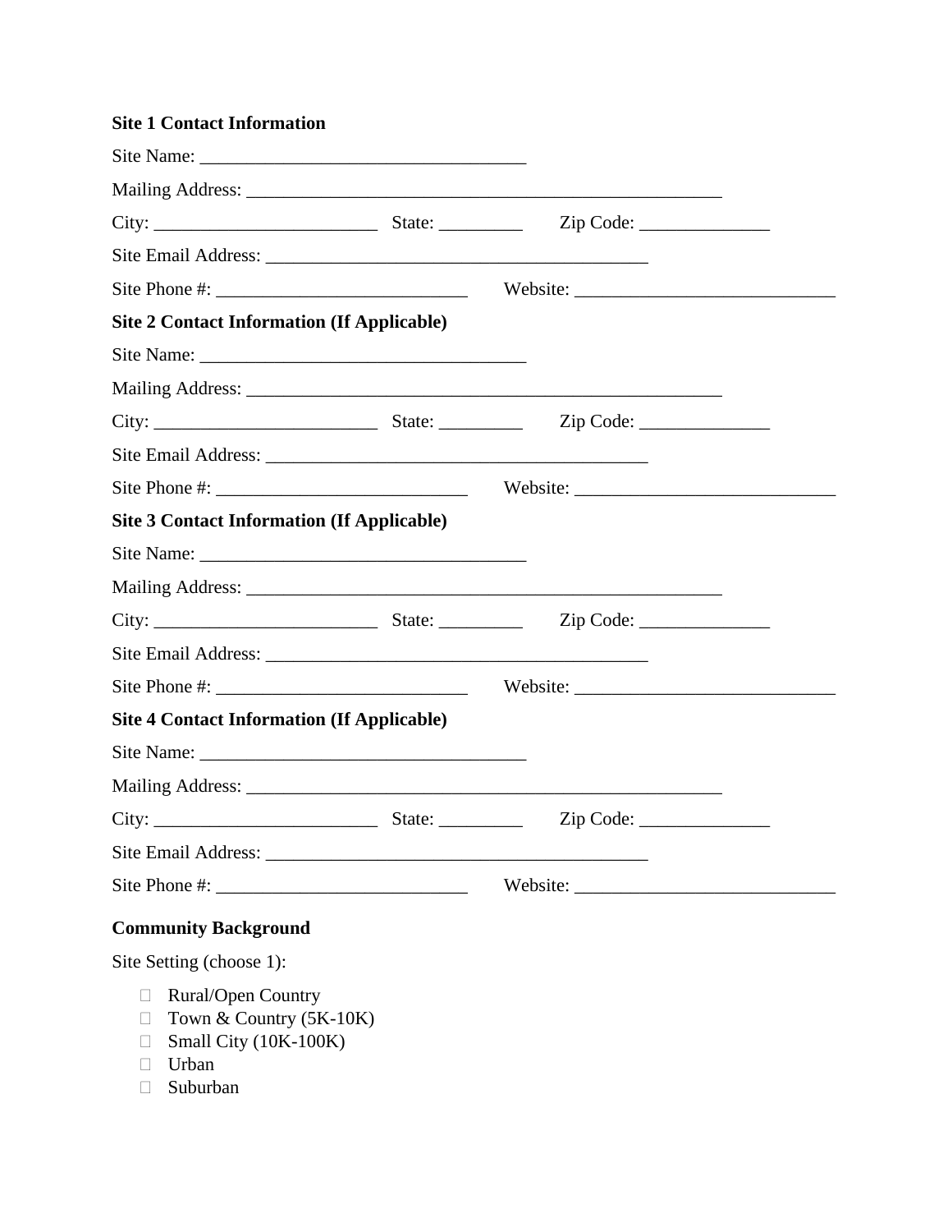**Site 1 Contact Information**

Site Name: ___________________________________

Mailing Address: ___________________________________________________

City: ________________________ State: _________ Zip Code: ______________

Site Email Address: _________________________________________

Site Phone #: ___________________________ Website: ____________________________

**Site 2 Contact Information (If Applicable)**

Site Name: ___________________________________

Mailing Address: ___________________________________________________

City: ________________________ State: _________ Zip Code: ______________

Site Email Address: _________________________________________

Site Phone #: ___________________________ Website: ____________________________

**Site 3 Contact Information (If Applicable)**

Site Name: ___________________________________

Mailing Address: ___________________________________________________

City: ________________________ State: _________ Zip Code: ______________

Site Email Address: _________________________________________

Site Phone #: ___________________________ Website: ____________________________

**Site 4 Contact Information (If Applicable)**

Site Name: ___________________________________

Mailing Address: ___________________________________________________

City: ________________________ State: _________ Zip Code: ______________

Site Email Address: _________________________________________

Site Phone #: ___________________________ Website: ____________________________

**Community Background**

Site Setting (choose 1):

- ☐ Rural/Open Country
- ☐ Town & Country (5K-10K)
- ☐ Small City (10K-100K)
- ☐ Urban
- ☐ Suburban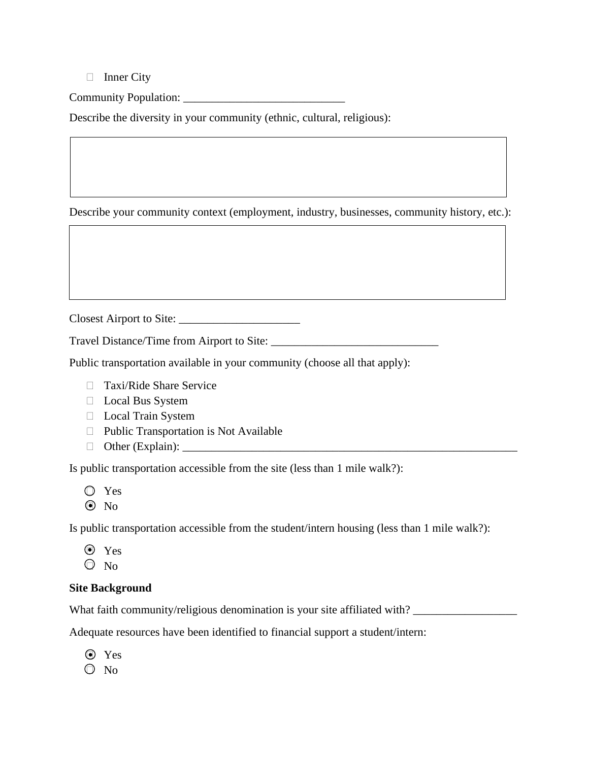- ☐ Inner City

Community Population: ____________________________

Describe the diversity in your community (ethnic, cultural, religious):

|   |
|---|
|   |

Describe your community context (employment, industry, businesses, community history, etc.):

|   |
|---|
|   |

Closest Airport to Site: _____________________

Travel Distance/Time from Airport to Site: _____________________________

Public transportation available in your community (choose all that apply):

- ☐ Taxi/Ride Share Service
- ☐ Local Bus System
- ☐ Local Train System
- ☐ Public Transportation is Not Available
- ☐ Other (Explain): ___________________________________________________________

Is public transportation accessible from the site (less than 1 mile walk?):

- ○ Yes
- ⦿ No

Is public transportation accessible from the student/intern housing (less than 1 mile walk?):

- ⦿ Yes
- ○ No

**Site Background**

What faith community/religious denomination is your site affiliated with? __________________

Adequate resources have been identified to financial support a student/intern:

- ⦿ Yes
- ○ No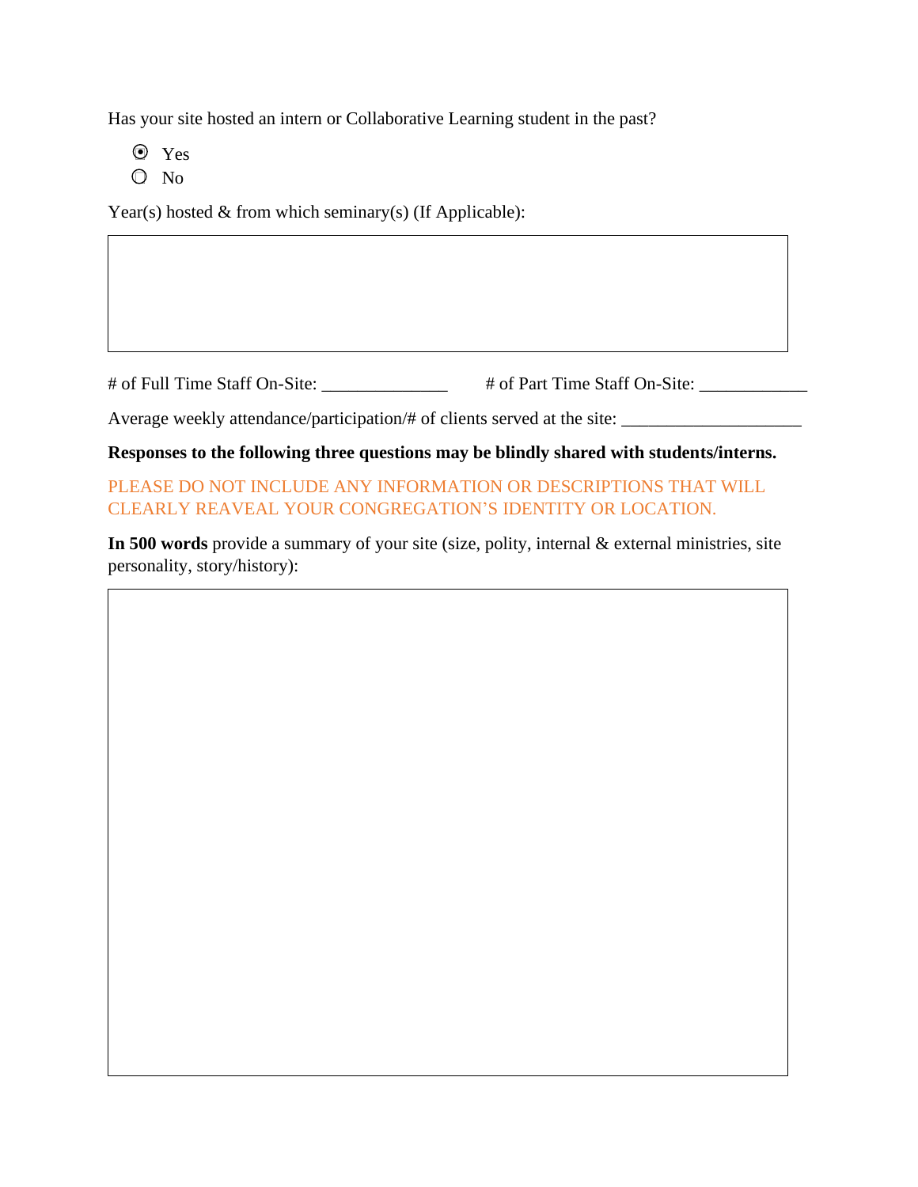Has your site hosted an intern or Collaborative Learning student in the past?

- ◉ Yes
- ○ No

Year(s) hosted & from which seminary(s) (If Applicable):

| |
|---|
| |

\# of Full Time Staff On-Site: ______________ # of Part Time Staff On-Site: ____________

Average weekly attendance/participation/# of clients served at the site: ____________________

**Responses to the following three questions may be blindly shared with students/interns.**

PLEASE DO NOT INCLUDE ANY INFORMATION OR DESCRIPTIONS THAT WILL CLEARLY REAVEAL YOUR CONGREGATION'S IDENTITY OR LOCATION.

**In 500 words** provide a summary of your site (size, polity, internal & external ministries, site personality, story/history):

| |
|---|
| |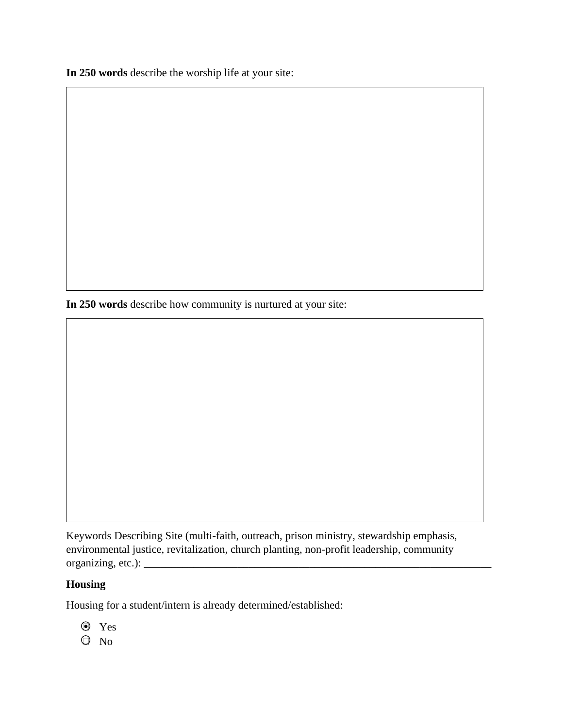**In 250 words** describe the worship life at your site:

**In 250 words** describe how community is nurtured at your site:

Keywords Describing Site (multi-faith, outreach, prison ministry, stewardship emphasis, environmental justice, revitalization, church planting, non-profit leadership, community organizing, etc.): ___________________________________________________________________

**Housing**

Housing for a student/intern is already determined/established:

- (•) Yes
- ( ) No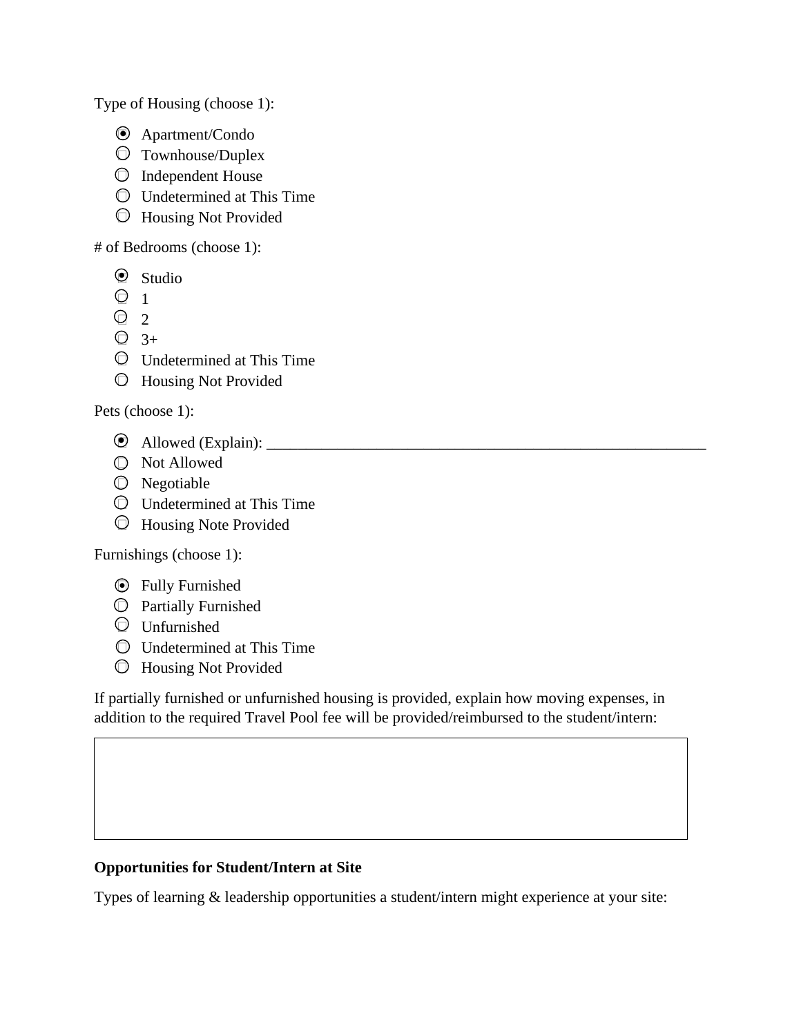Type of Housing (choose 1):

- ◉ Apartment/Condo
- ○ Townhouse/Duplex
- ○ Independent House
- ○ Undetermined at This Time
- ○ Housing Not Provided

# of Bedrooms (choose 1):

- ◉ Studio
- ○ 1
- ○ 2
- ○ 3+
- ○ Undetermined at This Time
- ○ Housing Not Provided

Pets (choose 1):

- ◉ Allowed (Explain): ___________________________________________________________
- ○ Not Allowed
- ○ Negotiable
- ○ Undetermined at This Time
- ○ Housing Note Provided

Furnishings (choose 1):

- ◉ Fully Furnished
- ○ Partially Furnished
- ○ Unfurnished
- ○ Undetermined at This Time
- ○ Housing Not Provided

If partially furnished or unfurnished housing is provided, explain how moving expenses, in addition to the required Travel Pool fee will be provided/reimbursed to the student/intern:

|   |
|---|
|   |

**Opportunities for Student/Intern at Site**

Types of learning & leadership opportunities a student/intern might experience at your site: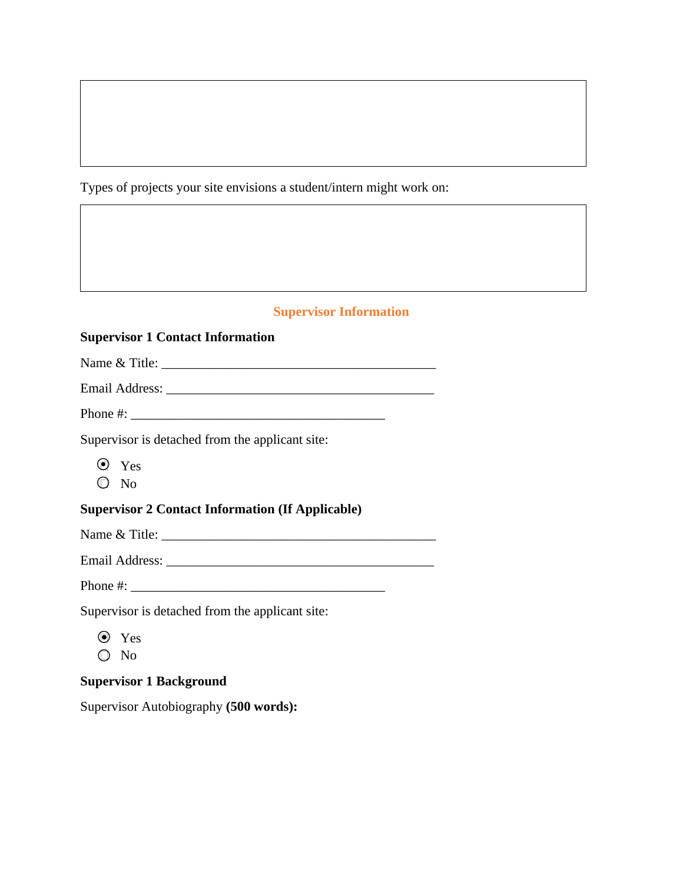|   |
|---|
|   |

Types of projects your site envisions a student/intern might work on:

|   |
|---|
|   |

## Supervisor Information

**Supervisor 1 Contact Information**

Name & Title: ___________________________________________

Email Address: __________________________________________

Phone #: ________________________________________

Supervisor is detached from the applicant site:

- ◉ Yes
- ○ No

**Supervisor 2 Contact Information (If Applicable)**

Name & Title: ___________________________________________

Email Address: __________________________________________

Phone #: ________________________________________

Supervisor is detached from the applicant site:

- ◉ Yes
- ○ No

**Supervisor 1 Background**

Supervisor Autobiography **(500 words):**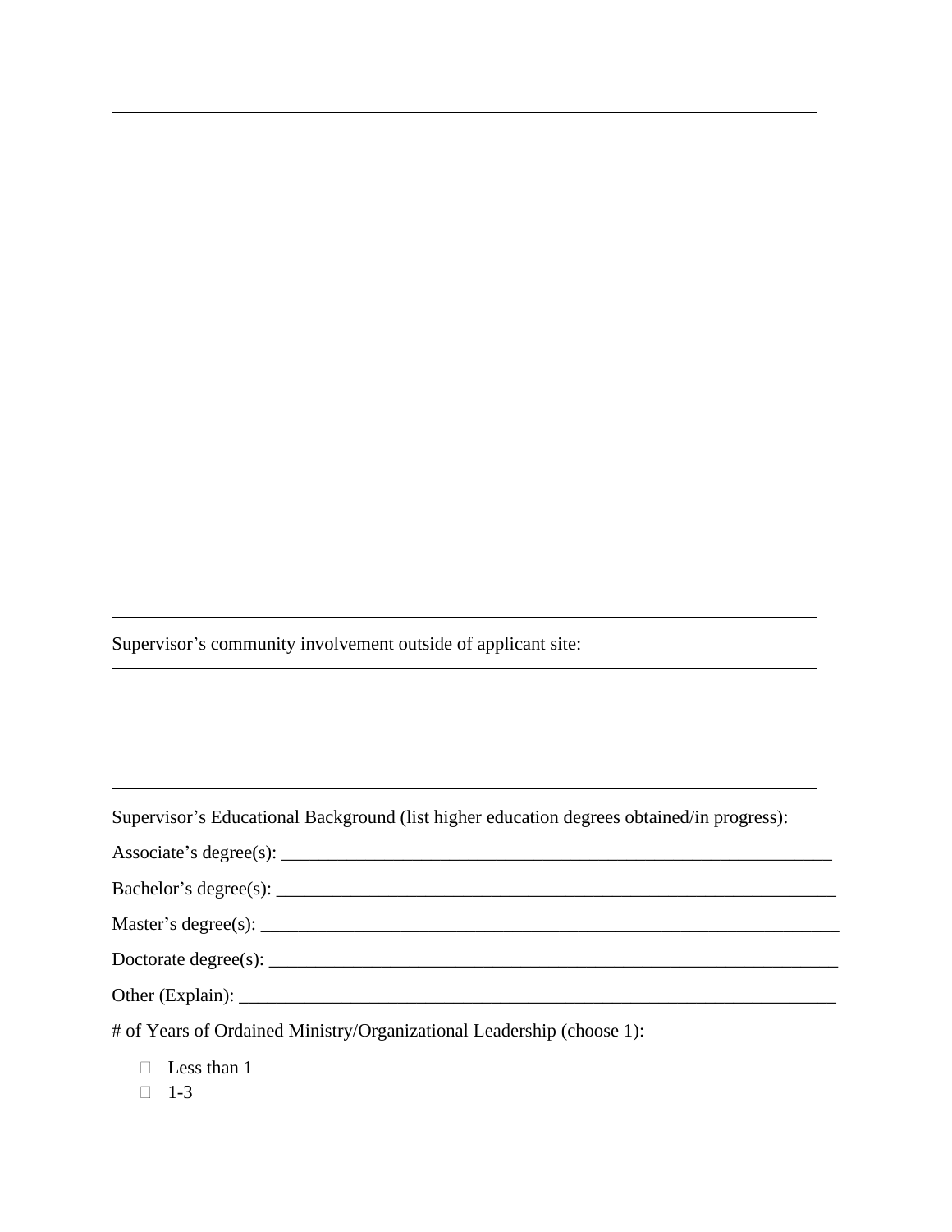Supervisor’s community involvement outside of applicant site:

Supervisor’s Educational Background (list higher education degrees obtained/in progress):

Associate’s degree(s): ____________________________________________________________

Bachelor’s degree(s): ______________________________________________________________

Master’s degree(s): ________________________________________________________________

Doctorate degree(s): _______________________________________________________________

Other (Explain): ___________________________________________________________________

# of Years of Ordained Ministry/Organizational Leadership (choose 1):

- ☐ Less than 1
- ☐ 1-3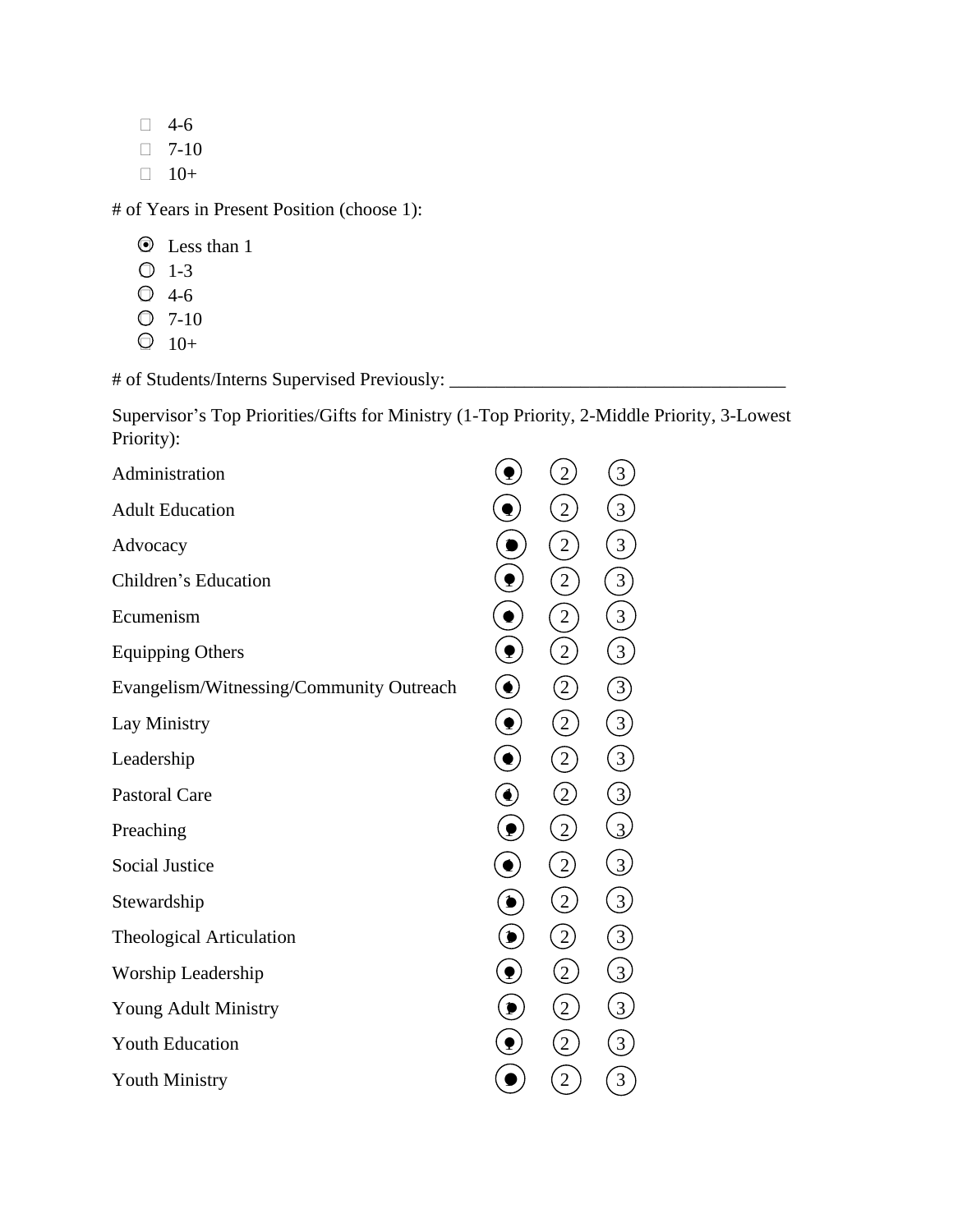- ☐ 4-6
- ☐ 7-10
- ☐ 10+

# of Years in Present Position (choose 1):

- ◉ Less than 1
- ○ 1-3
- ○ 4-6
- ○ 7-10
- ○ 10+

# of Students/Interns Supervised Previously: ___________________________________

Supervisor's Top Priorities/Gifts for Ministry (1-Top Priority, 2-Middle Priority, 3-Lowest Priority):

| | 1 | 2 | 3 |
|---|---|---|---|
| Administration | ◉ | ② | ③ |
| Adult Education | ◉ | ② | ③ |
| Advocacy | ◉ | ② | ③ |
| Children's Education | ◉ | ② | ③ |
| Ecumenism | ◉ | ② | ③ |
| Equipping Others | ◉ | ② | ③ |
| Evangelism/Witnessing/Community Outreach | ◉ | ② | ③ |
| Lay Ministry | ◉ | ② | ③ |
| Leadership | ◉ | ② | ③ |
| Pastoral Care | ◉ | ② | ③ |
| Preaching | ◉ | ② | ③ |
| Social Justice | ◉ | ② | ③ |
| Stewardship | ◉ | ② | ③ |
| Theological Articulation | ◉ | ② | ③ |
| Worship Leadership | ◉ | ② | ③ |
| Young Adult Ministry | ◉ | ② | ③ |
| Youth Education | ◉ | ② | ③ |
| Youth Ministry | ◉ | ② | ③ |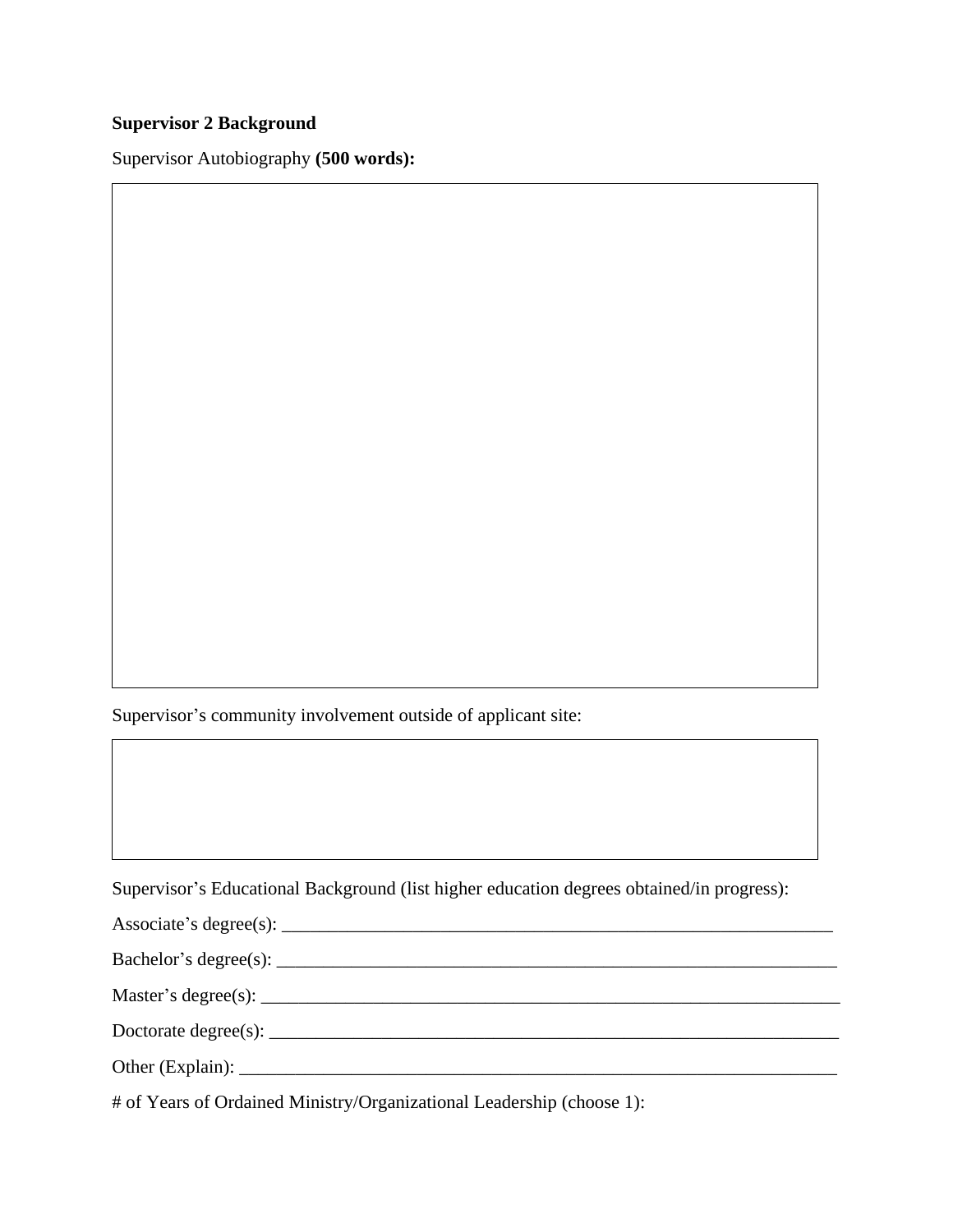**Supervisor 2 Background**

Supervisor Autobiography **(500 words):**

Supervisor's community involvement outside of applicant site:

Supervisor's Educational Background (list higher education degrees obtained/in progress):

Associate's degree(s): ___________________________________________________________

Bachelor's degree(s): ___________________________________________________________

Master's degree(s): _____________________________________________________________

Doctorate degree(s): ____________________________________________________________

Other (Explain): ________________________________________________________________

# of Years of Ordained Ministry/Organizational Leadership (choose 1):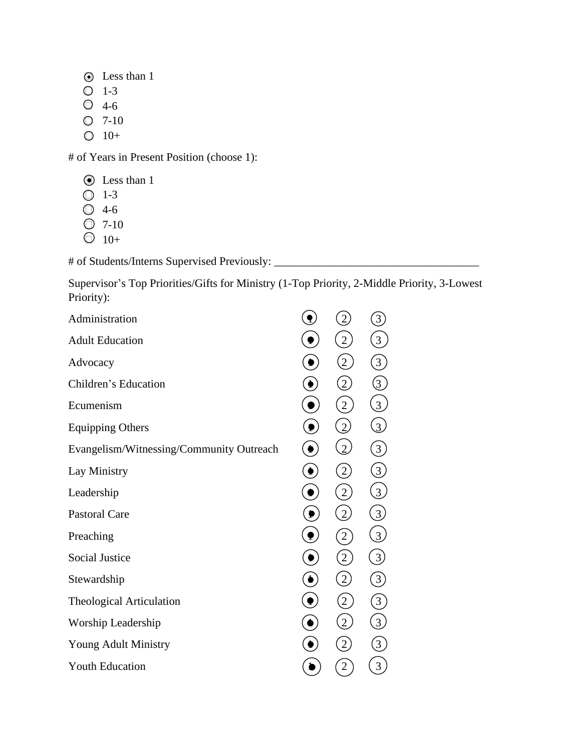- ◉ Less than 1
- ○ 1-3
- ○ 4-6
- ○ 7-10
- ○ 10+

# of Years in Present Position (choose 1):

- ◉ Less than 1
- ○ 1-3
- ○ 4-6
- ○ 7-10
- ○ 10+

# of Students/Interns Supervised Previously: ___________________________________

Supervisor's Top Priorities/Gifts for Ministry (1-Top Priority, 2-Middle Priority, 3-Lowest Priority):

| | | | |
|---|---|---|---|
| Administration | ● 1 | ○ 2 | ○ 3 |
| Adult Education | ● 1 | ○ 2 | ○ 3 |
| Advocacy | ● 1 | ○ 2 | ○ 3 |
| Children's Education | ● 1 | ○ 2 | ○ 3 |
| Ecumenism | ● 1 | ○ 2 | ○ 3 |
| Equipping Others | ● 1 | ○ 2 | ○ 3 |
| Evangelism/Witnessing/Community Outreach | ● 1 | ○ 2 | ○ 3 |
| Lay Ministry | ● 1 | ○ 2 | ○ 3 |
| Leadership | ● 1 | ○ 2 | ○ 3 |
| Pastoral Care | ● 1 | ○ 2 | ○ 3 |
| Preaching | ● 1 | ○ 2 | ○ 3 |
| Social Justice | ● 1 | ○ 2 | ○ 3 |
| Stewardship | ● 1 | ○ 2 | ○ 3 |
| Theological Articulation | ● 1 | ○ 2 | ○ 3 |
| Worship Leadership | ● 1 | ○ 2 | ○ 3 |
| Young Adult Ministry | ● 1 | ○ 2 | ○ 3 |
| Youth Education | ● 1 | ○ 2 | ○ 3 |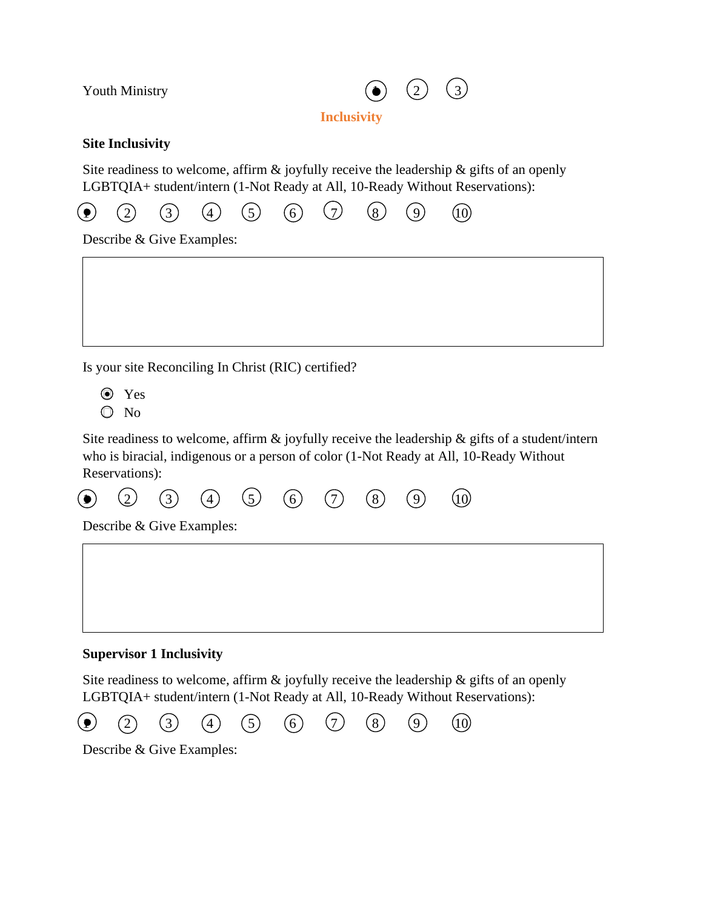Youth Ministry ◉ ② ③

## Inclusivity

**Site Inclusivity**

Site readiness to welcome, affirm & joyfully receive the leadership & gifts of an openly LGBTQIA+ student/intern (1-Not Ready at All, 10-Ready Without Reservations):

◉ ② ③ ④ ⑤ ⑥ ⑦ ⑧ ⑨ ⑩

Describe & Give Examples:

Is your site Reconciling In Christ (RIC) certified?

- ◉ Yes
- ○ No

Site readiness to welcome, affirm & joyfully receive the leadership & gifts of a student/intern who is biracial, indigenous or a person of color (1-Not Ready at All, 10-Ready Without Reservations):

◉ ② ③ ④ ⑤ ⑥ ⑦ ⑧ ⑨ ⑩

Describe & Give Examples:

**Supervisor 1 Inclusivity**

Site readiness to welcome, affirm & joyfully receive the leadership & gifts of an openly LGBTQIA+ student/intern (1-Not Ready at All, 10-Ready Without Reservations):

◉ ② ③ ④ ⑤ ⑥ ⑦ ⑧ ⑨ ⑩

Describe & Give Examples: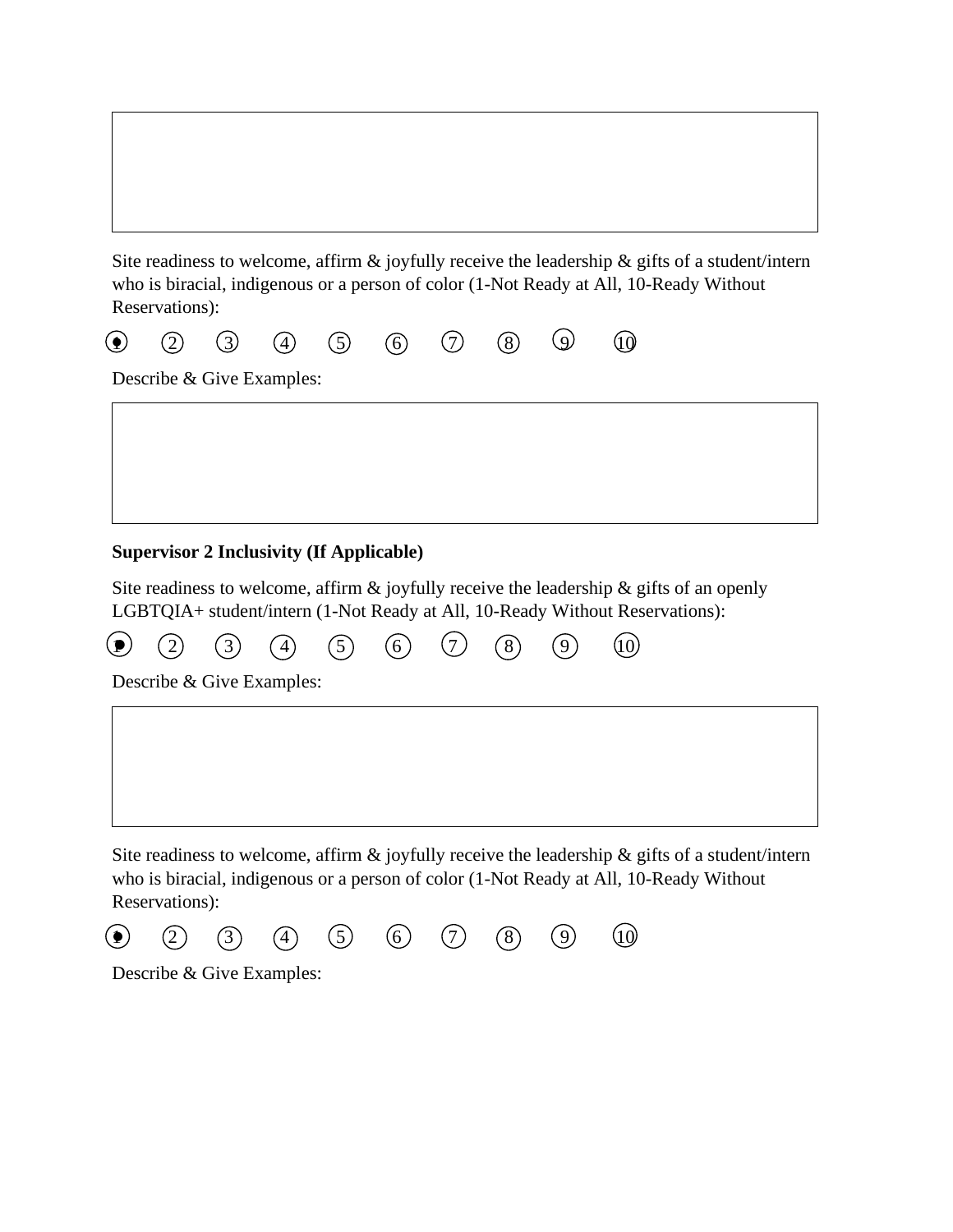Site readiness to welcome, affirm & joyfully receive the leadership & gifts of a student/intern who is biracial, indigenous or a person of color (1-Not Ready at All, 10-Ready Without Reservations):

● 1 ○ 2 ○ 3 ○ 4 ○ 5 ○ 6 ○ 7 ○ 8 ○ 9 ○ 10

Describe & Give Examples:

**Supervisor 2 Inclusivity (If Applicable)**

Site readiness to welcome, affirm & joyfully receive the leadership & gifts of an openly LGBTQIA+ student/intern (1-Not Ready at All, 10-Ready Without Reservations):

● 1 ○ 2 ○ 3 ○ 4 ○ 5 ○ 6 ○ 7 ○ 8 ○ 9 ○ 10

Describe & Give Examples:

Site readiness to welcome, affirm & joyfully receive the leadership & gifts of a student/intern who is biracial, indigenous or a person of color (1-Not Ready at All, 10-Ready Without Reservations):

● 1 ○ 2 ○ 3 ○ 4 ○ 5 ○ 6 ○ 7 ○ 8 ○ 9 ○ 10

Describe & Give Examples: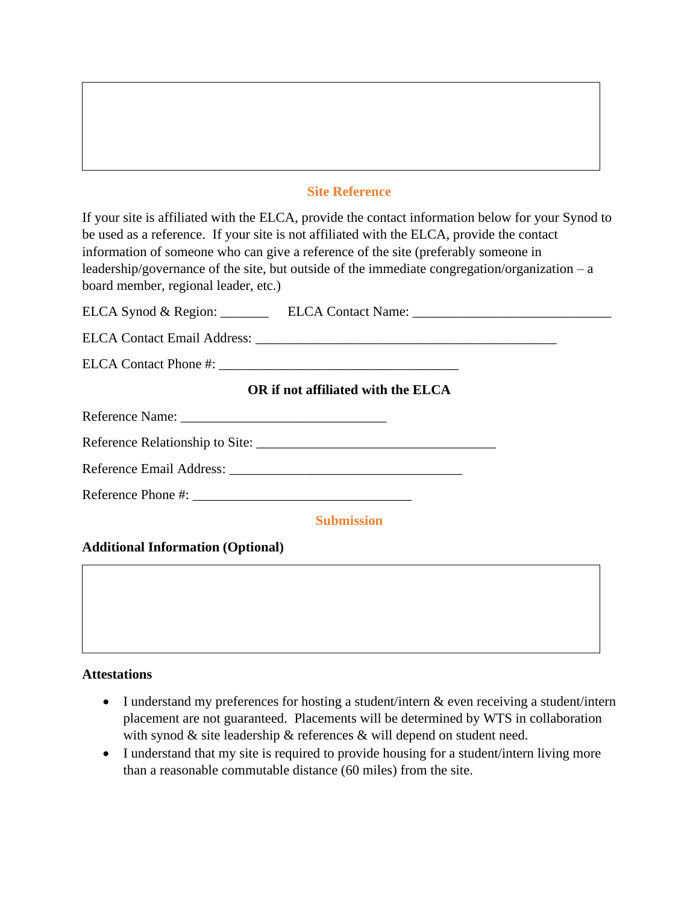## Site Reference

If your site is affiliated with the ELCA, provide the contact information below for your Synod to be used as a reference. If your site is not affiliated with the ELCA, provide the contact information of someone who can give a reference of the site (preferably someone in leadership/governance of the site, but outside of the immediate congregation/organization – a board member, regional leader, etc.)

ELCA Synod & Region: _______ ELCA Contact Name: _____________________________

ELCA Contact Email Address: ____________________________________________

ELCA Contact Phone #: ___________________________________

**OR if not affiliated with the ELCA**

Reference Name: ______________________________

Reference Relationship to Site: ___________________________________

Reference Email Address: __________________________________

Reference Phone #: ________________________________

## Submission

**Additional Information (Optional)**

**Attestations**

- I understand my preferences for hosting a student/intern & even receiving a student/intern placement are not guaranteed. Placements will be determined by WTS in collaboration with synod & site leadership & references & will depend on student need.
- I understand that my site is required to provide housing for a student/intern living more than a reasonable commutable distance (60 miles) from the site.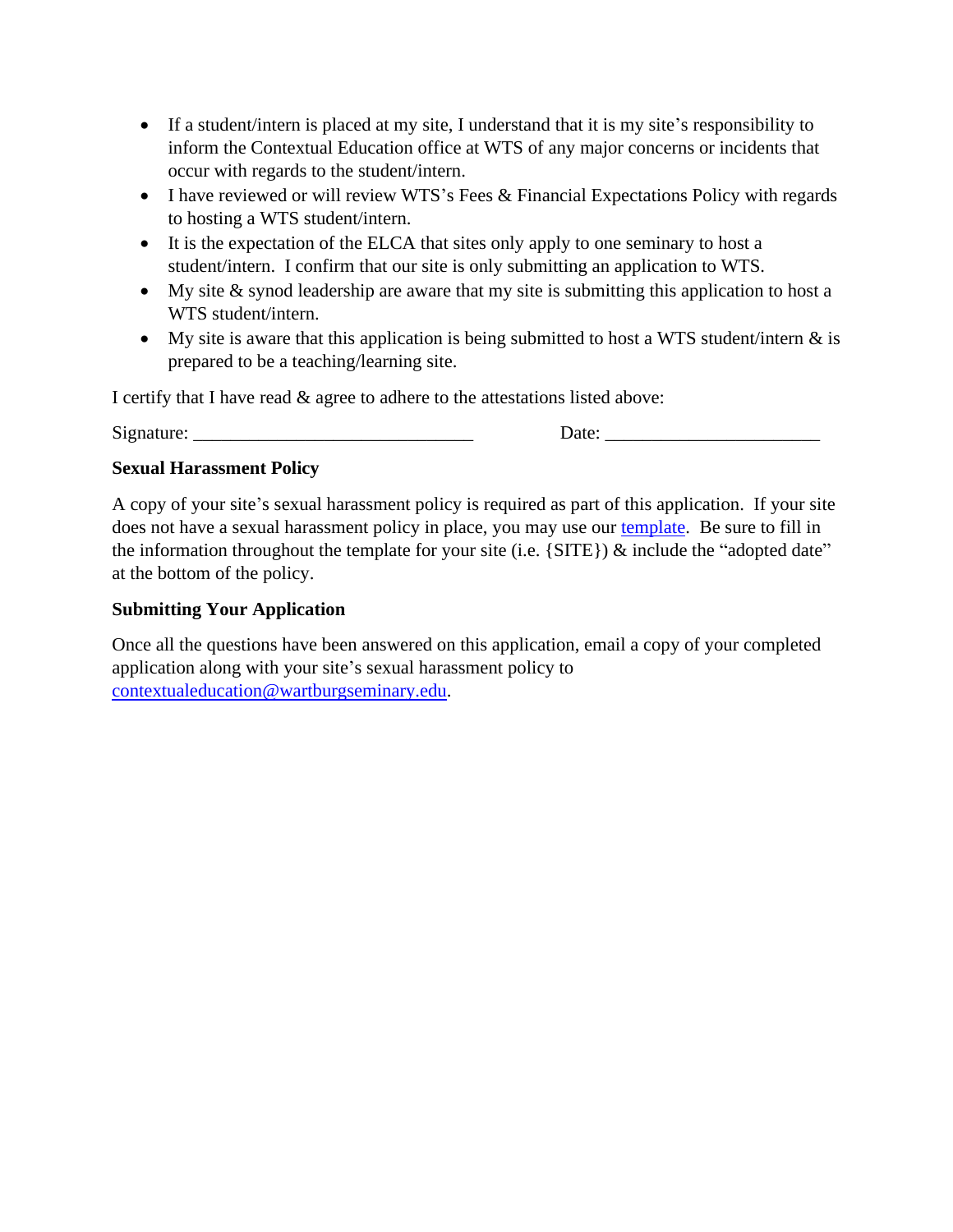- If a student/intern is placed at my site, I understand that it is my site's responsibility to inform the Contextual Education office at WTS of any major concerns or incidents that occur with regards to the student/intern.
- I have reviewed or will review WTS's Fees & Financial Expectations Policy with regards to hosting a WTS student/intern.
- It is the expectation of the ELCA that sites only apply to one seminary to host a student/intern. I confirm that our site is only submitting an application to WTS.
- My site & synod leadership are aware that my site is submitting this application to host a WTS student/intern.
- My site is aware that this application is being submitted to host a WTS student/intern & is prepared to be a teaching/learning site.

I certify that I have read & agree to adhere to the attestations listed above:

Signature: ______________________________ Date: ______________________

**Sexual Harassment Policy**

A copy of your site's sexual harassment policy is required as part of this application. If your site does not have a sexual harassment policy in place, you may use our template. Be sure to fill in the information throughout the template for your site (i.e. {SITE}) & include the "adopted date" at the bottom of the policy.

**Submitting Your Application**

Once all the questions have been answered on this application, email a copy of your completed application along with your site's sexual harassment policy to contextualeducation@wartburgseminary.edu.